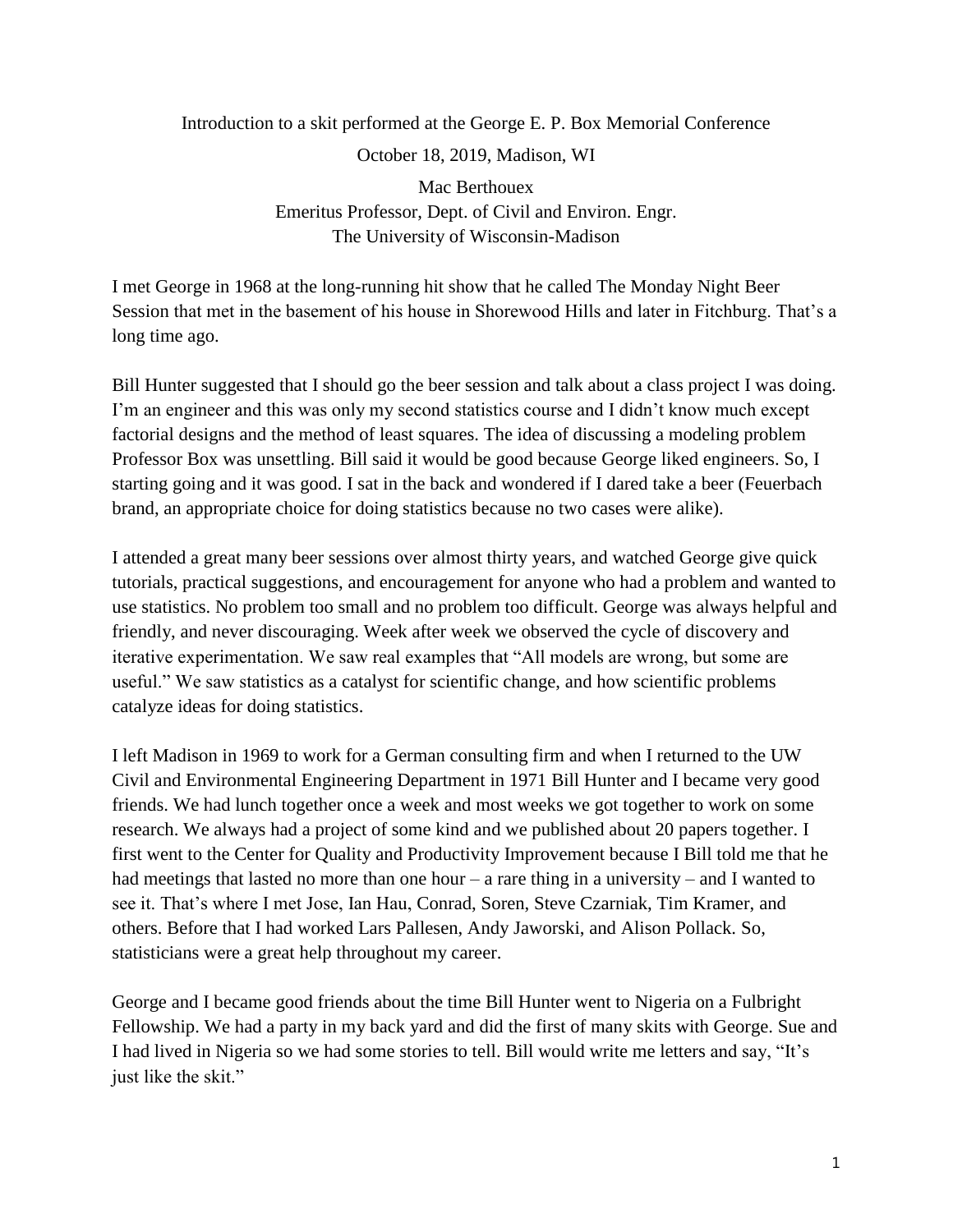Introduction to a skit performed at the George E. P. Box Memorial Conference

October 18, 2019, Madison, WI

Mac Berthouex
Emeritus Professor, Dept. of Civil and Environ. Engr.
The University of Wisconsin-Madison

I met George in 1968 at the long-running hit show that he called The Monday Night Beer Session that met in the basement of his house in Shorewood Hills and later in Fitchburg. That's a long time ago.

Bill Hunter suggested that I should go the beer session and talk about a class project I was doing. I'm an engineer and this was only my second statistics course and I didn't know much except factorial designs and the method of least squares. The idea of discussing a modeling problem Professor Box was unsettling. Bill said it would be good because George liked engineers. So, I starting going and it was good. I sat in the back and wondered if I dared take a beer (Feuerbach brand, an appropriate choice for doing statistics because no two cases were alike).

I attended a great many beer sessions over almost thirty years, and watched George give quick tutorials, practical suggestions, and encouragement for anyone who had a problem and wanted to use statistics. No problem too small and no problem too difficult. George was always helpful and friendly, and never discouraging. Week after week we observed the cycle of discovery and iterative experimentation. We saw real examples that "All models are wrong, but some are useful." We saw statistics as a catalyst for scientific change, and how scientific problems catalyze ideas for doing statistics.

I left Madison in 1969 to work for a German consulting firm and when I returned to the UW Civil and Environmental Engineering Department in 1971 Bill Hunter and I became very good friends. We had lunch together once a week and most weeks we got together to work on some research. We always had a project of some kind and we published about 20 papers together. I first went to the Center for Quality and Productivity Improvement because I Bill told me that he had meetings that lasted no more than one hour – a rare thing in a university – and I wanted to see it. That's where I met Jose, Ian Hau, Conrad, Soren, Steve Czarniak, Tim Kramer, and others. Before that I had worked Lars Pallesen, Andy Jaworski, and Alison Pollack. So, statisticians were a great help throughout my career.

George and I became good friends about the time Bill Hunter went to Nigeria on a Fulbright Fellowship. We had a party in my back yard and did the first of many skits with George. Sue and I had lived in Nigeria so we had some stories to tell. Bill would write me letters and say, "It's just like the skit."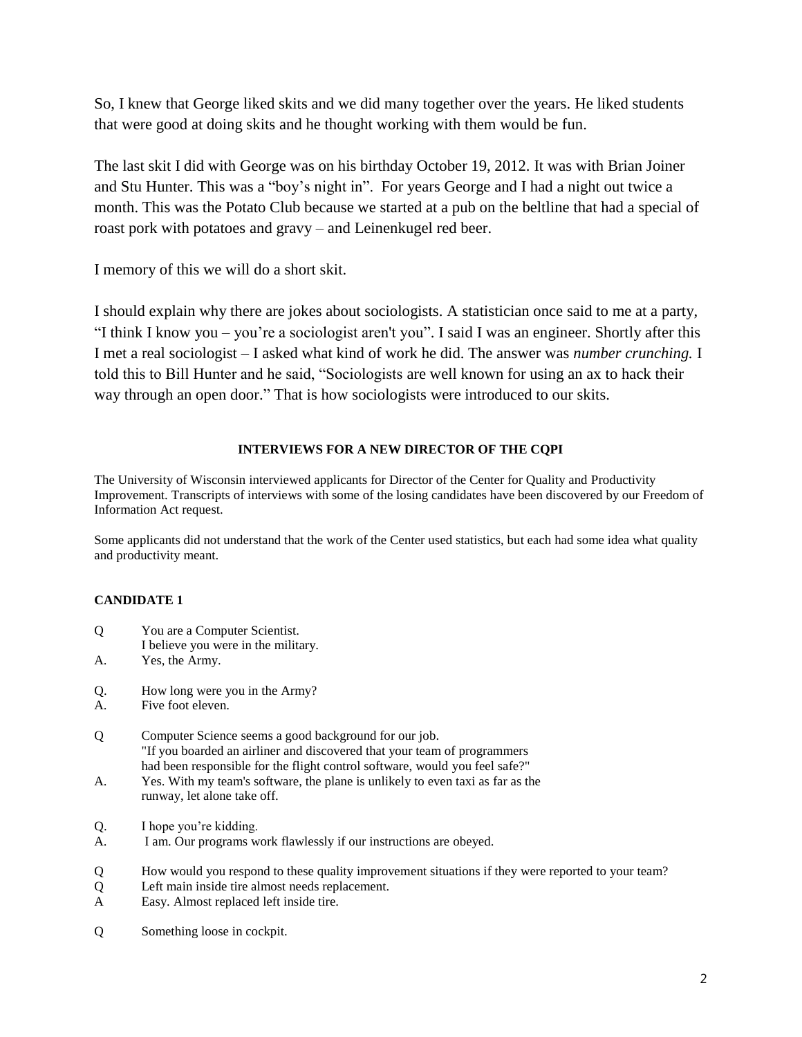So, I knew that George liked skits and we did many together over the years. He liked students that were good at doing skits and he thought working with them would be fun.

The last skit I did with George was on his birthday October 19, 2012. It was with Brian Joiner and Stu Hunter. This was a "boy's night in". For years George and I had a night out twice a month. This was the Potato Club because we started at a pub on the beltline that had a special of roast pork with potatoes and gravy – and Leinenkugel red beer.

I memory of this we will do a short skit.

I should explain why there are jokes about sociologists. A statistician once said to me at a party, "I think I know you – you're a sociologist aren't you". I said I was an engineer. Shortly after this I met a real sociologist – I asked what kind of work he did. The answer was *number crunching.* I told this to Bill Hunter and he said, "Sociologists are well known for using an ax to hack their way through an open door." That is how sociologists were introduced to our skits.

## INTERVIEWS FOR A NEW DIRECTOR OF THE CQPI

The University of Wisconsin interviewed applicants for Director of the Center for Quality and Productivity Improvement. Transcripts of interviews with some of the losing candidates have been discovered by our Freedom of Information Act request.

Some applicants did not understand that the work of the Center used statistics, but each had some idea what quality and productivity meant.

### CANDIDATE 1

Q You are a Computer Scientist.
I believe you were in the military.

A. Yes, the Army.

Q. How long were you in the Army?

A. Five foot eleven.

Q Computer Science seems a good background for our job.
"If you boarded an airliner and discovered that your team of programmers had been responsible for the flight control software, would you feel safe?"

A. Yes. With my team's software, the plane is unlikely to even taxi as far as the runway, let alone take off.

Q. I hope you're kidding.

A. I am. Our programs work flawlessly if our instructions are obeyed.

Q How would you respond to these quality improvement situations if they were reported to your team?

Q Left main inside tire almost needs replacement.

A Easy. Almost replaced left inside tire.

Q Something loose in cockpit.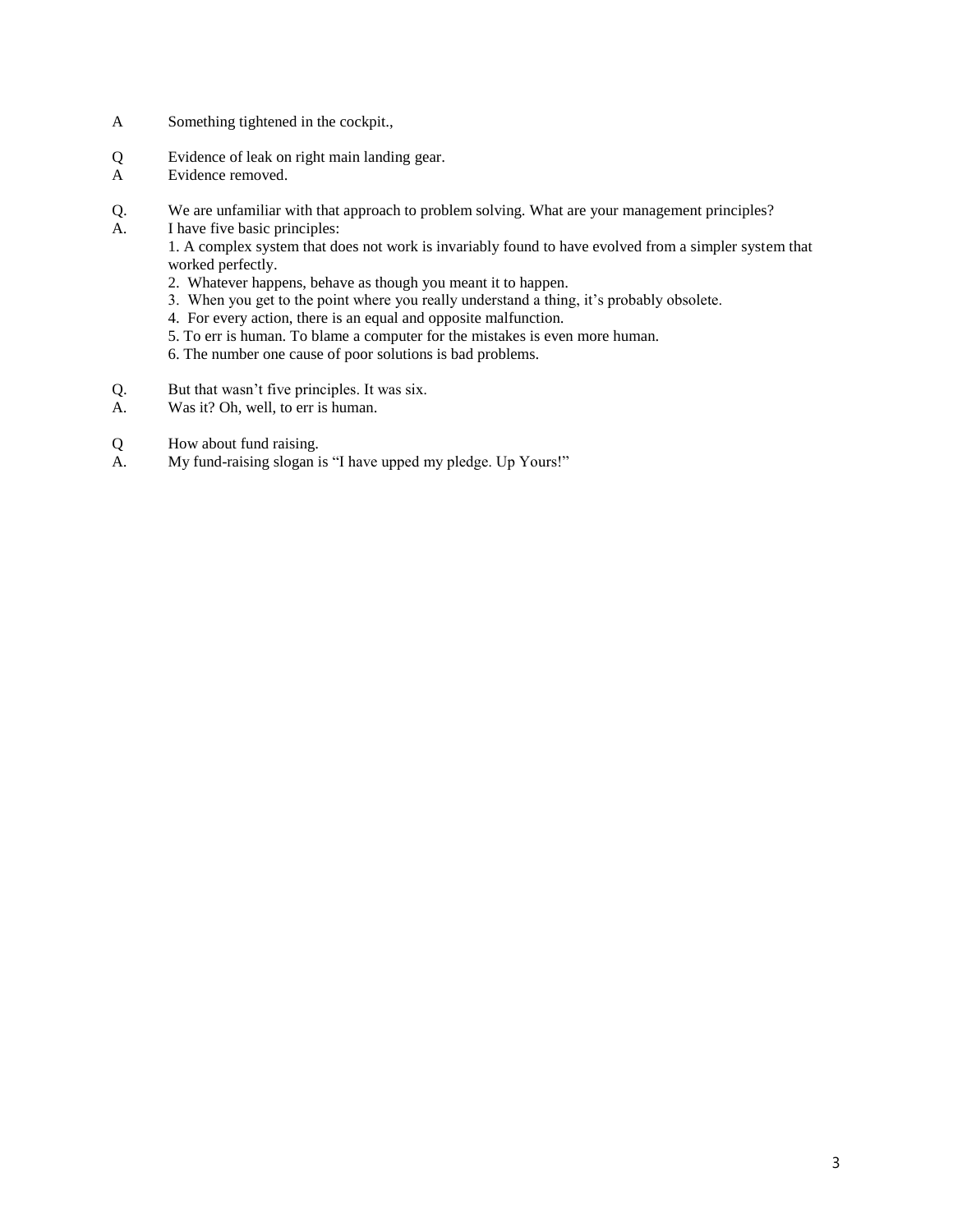A Something tightened in the cockpit.,

Q Evidence of leak on right main landing gear.
A Evidence removed.

Q. We are unfamiliar with that approach to problem solving. What are your management principles?
A. I have five basic principles:

1. A complex system that does not work is invariably found to have evolved from a simpler system that worked perfectly.
2. Whatever happens, behave as though you meant it to happen.
3. When you get to the point where you really understand a thing, it's probably obsolete.
4. For every action, there is an equal and opposite malfunction.
5. To err is human. To blame a computer for the mistakes is even more human.
6. The number one cause of poor solutions is bad problems.

Q. But that wasn't five principles. It was six.
A. Was it? Oh, well, to err is human.

Q How about fund raising.
A. My fund-raising slogan is "I have upped my pledge. Up Yours!"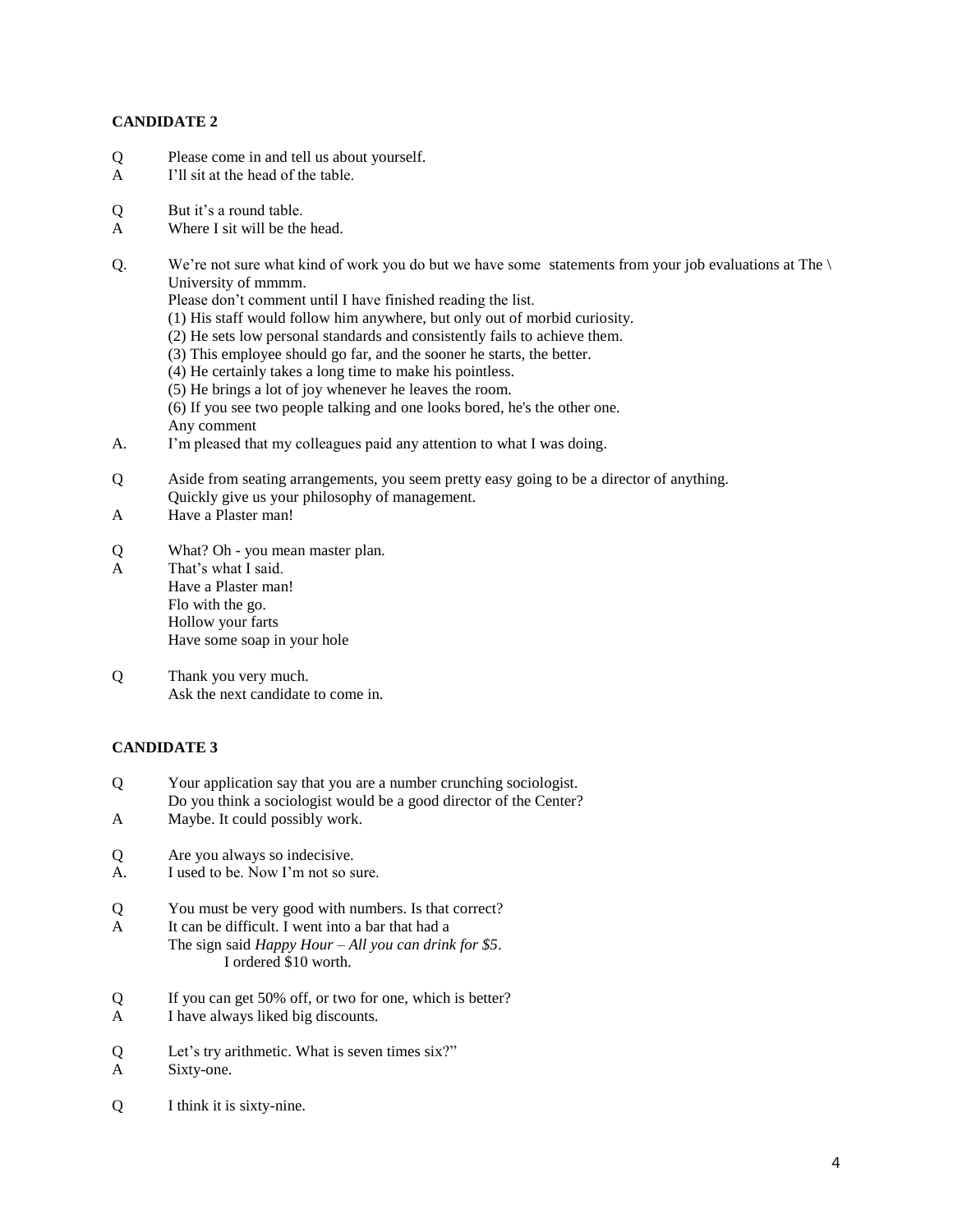**CANDIDATE 2**

Q Please come in and tell us about yourself.
A I'll sit at the head of the table.

Q But it's a round table.
A Where I sit will be the head.

Q. We're not sure what kind of work you do but we have some statements from your job evaluations at The \ University of mmmm.
Please don't comment until I have finished reading the list.
(1) His staff would follow him anywhere, but only out of morbid curiosity.
(2) He sets low personal standards and consistently fails to achieve them.
(3) This employee should go far, and the sooner he starts, the better.
(4) He certainly takes a long time to make his pointless.
(5) He brings a lot of joy whenever he leaves the room.
(6) If you see two people talking and one looks bored, he's the other one.
Any comment
A. I'm pleased that my colleagues paid any attention to what I was doing.

Q Aside from seating arrangements, you seem pretty easy going to be a director of anything.
Quickly give us your philosophy of management.
A Have a Plaster man!

Q What? Oh - you mean master plan.
A That's what I said.
Have a Plaster man!
Flo with the go.
Hollow your farts
Have some soap in your hole

Q Thank you very much.
Ask the next candidate to come in.

**CANDIDATE 3**

Q Your application say that you are a number crunching sociologist.
Do you think a sociologist would be a good director of the Center?
A Maybe. It could possibly work.

Q Are you always so indecisive.
A. I used to be. Now I'm not so sure.

Q You must be very good with numbers. Is that correct?
A It can be difficult. I went into a bar that had a
The sign said *Happy Hour – All you can drink for $5*.
I ordered $10 worth.

Q If you can get 50% off, or two for one, which is better?
A I have always liked big discounts.

Q Let's try arithmetic. What is seven times six?"
A Sixty-one.

Q I think it is sixty-nine.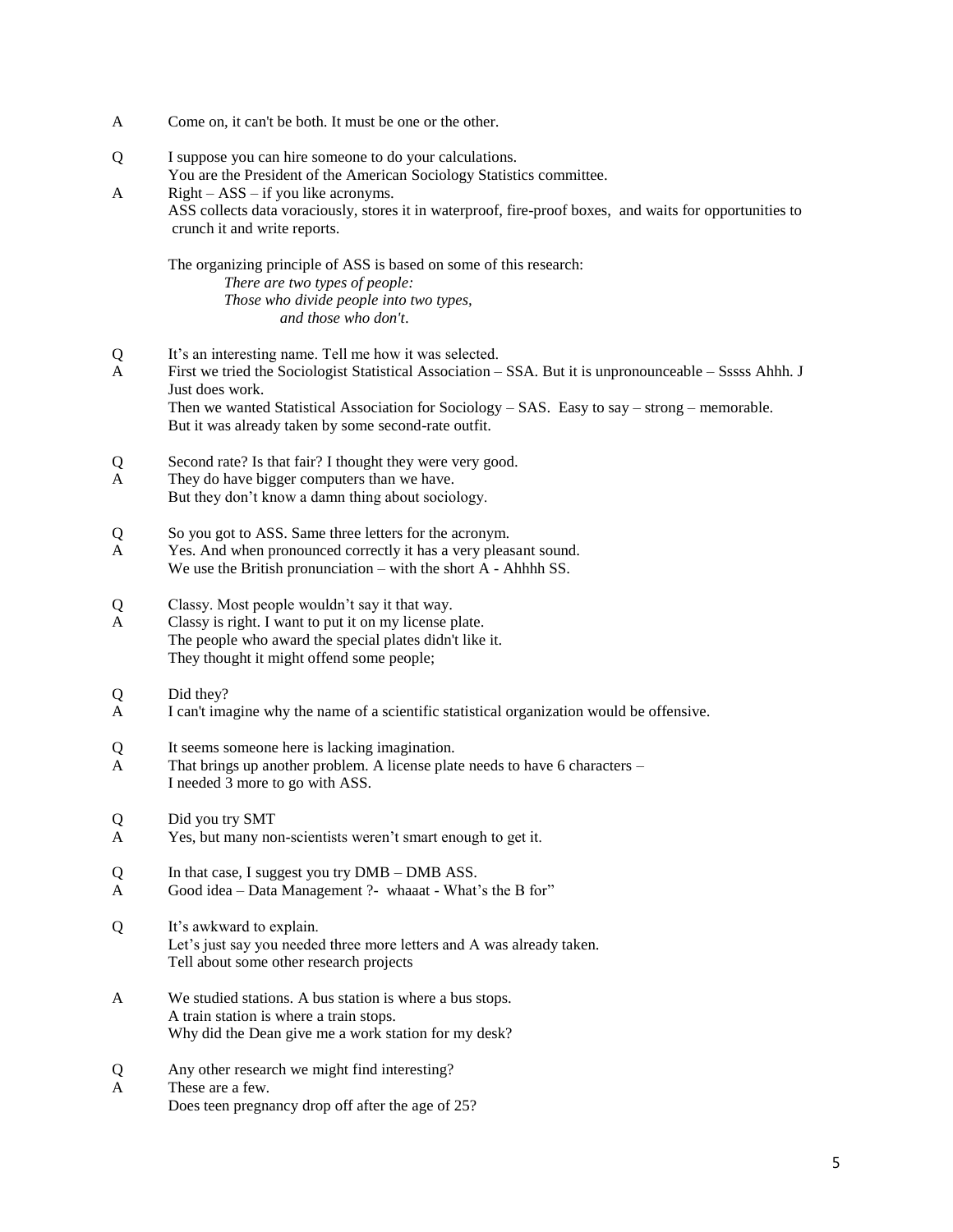A Come on, it can't be both. It must be one or the other.

Q I suppose you can hire someone to do your calculations.
You are the President of the American Sociology Statistics committee.

A Right – ASS – if you like acronyms.
ASS collects data voraciously, stores it in waterproof, fire-proof boxes, and waits for opportunities to crunch it and write reports.

The organizing principle of ASS is based on some of this research:

*There are two types of people:*
*Those who divide people into two types,*
*and those who don't*.

Q It's an interesting name. Tell me how it was selected.

A First we tried the Sociologist Statistical Association – SSA. But it is unpronounceable – Sssss Ahhh. J Just does work.
Then we wanted Statistical Association for Sociology – SAS. Easy to say – strong – memorable.
But it was already taken by some second-rate outfit.

Q Second rate? Is that fair? I thought they were very good.

A They do have bigger computers than we have.
But they don't know a damn thing about sociology.

Q So you got to ASS. Same three letters for the acronym.

A Yes. And when pronounced correctly it has a very pleasant sound.
We use the British pronunciation – with the short A - Ahhhh SS.

Q Classy. Most people wouldn't say it that way.

A Classy is right. I want to put it on my license plate.
The people who award the special plates didn't like it.
They thought it might offend some people;

Q Did they?

A I can't imagine why the name of a scientific statistical organization would be offensive.

Q It seems someone here is lacking imagination.

A That brings up another problem. A license plate needs to have 6 characters –
I needed 3 more to go with ASS.

Q Did you try SMT

A Yes, but many non-scientists weren't smart enough to get it.

Q In that case, I suggest you try DMB – DMB ASS.

A Good idea – Data Management ?- whaaat - What's the B for"

Q It's awkward to explain.
Let's just say you needed three more letters and A was already taken.
Tell about some other research projects

A We studied stations. A bus station is where a bus stops.
A train station is where a train stops.
Why did the Dean give me a work station for my desk?

Q Any other research we might find interesting?

A These are a few.
Does teen pregnancy drop off after the age of 25?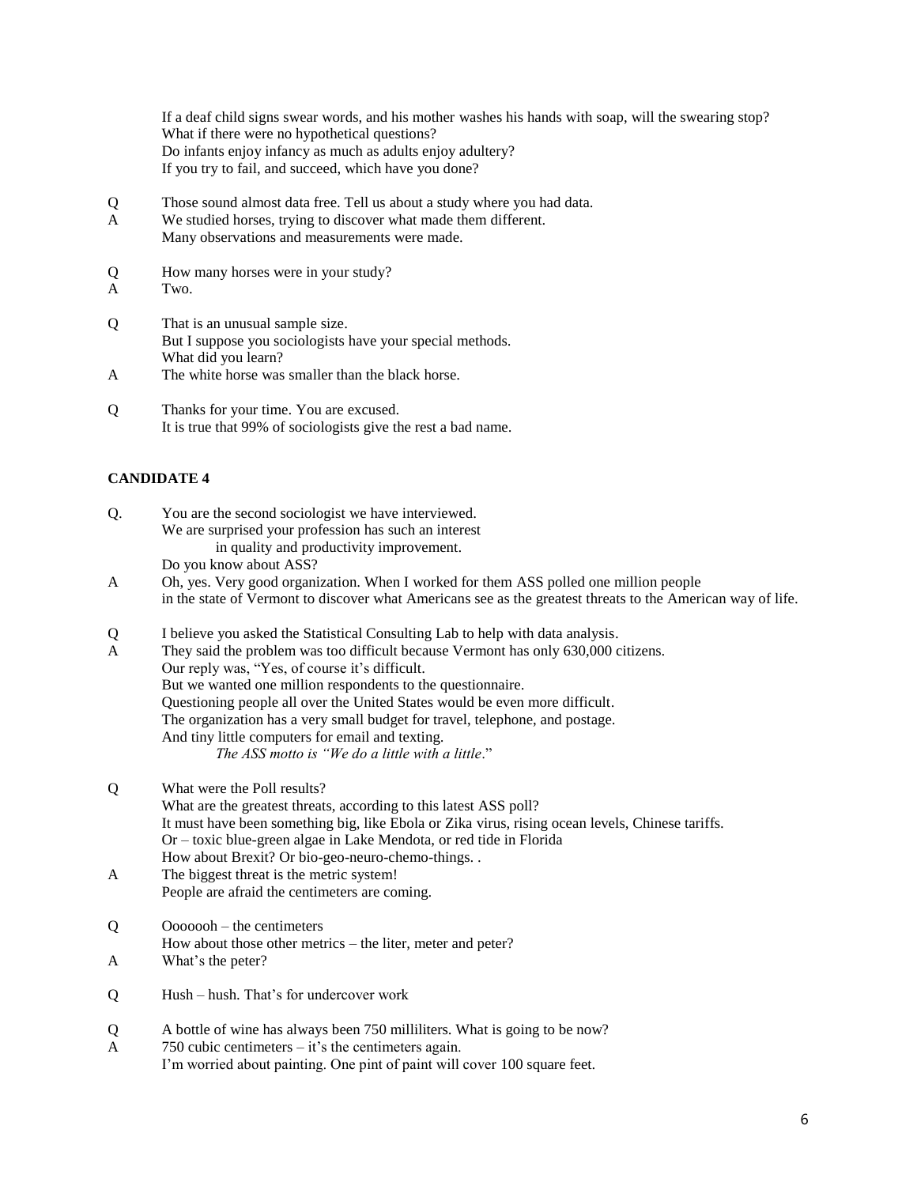If a deaf child signs swear words, and his mother washes his hands with soap, will the swearing stop?
What if there were no hypothetical questions?
Do infants enjoy infancy as much as adults enjoy adultery?
If you try to fail, and succeed, which have you done?

Q Those sound almost data free. Tell us about a study where you had data.

A We studied horses, trying to discover what made them different.
Many observations and measurements were made.

Q How many horses were in your study?

A Two.

Q That is an unusual sample size.
But I suppose you sociologists have your special methods.
What did you learn?

A The white horse was smaller than the black horse.

Q Thanks for your time. You are excused.
It is true that 99% of sociologists give the rest a bad name.

**CANDIDATE 4**

Q. You are the second sociologist we have interviewed.
We are surprised your profession has such an interest
in quality and productivity improvement.
Do you know about ASS?

A Oh, yes. Very good organization. When I worked for them ASS polled one million people
in the state of Vermont to discover what Americans see as the greatest threats to the American way of life.

Q I believe you asked the Statistical Consulting Lab to help with data analysis.

A They said the problem was too difficult because Vermont has only 630,000 citizens.
Our reply was, "Yes, of course it's difficult.
But we wanted one million respondents to the questionnaire.
Questioning people all over the United States would be even more difficult.
The organization has a very small budget for travel, telephone, and postage.
And tiny little computers for email and texting.
*The ASS motto is "We do a little with a little*."

Q What were the Poll results?
What are the greatest threats, according to this latest ASS poll?
It must have been something big, like Ebola or Zika virus, rising ocean levels, Chinese tariffs.
Or – toxic blue-green algae in Lake Mendota, or red tide in Florida
How about Brexit? Or bio-geo-neuro-chemo-things. .

A The biggest threat is the metric system!
People are afraid the centimeters are coming.

Q Ooooooh – the centimeters
How about those other metrics – the liter, meter and peter?

A What's the peter?

Q Hush – hush. That's for undercover work

Q A bottle of wine has always been 750 milliliters. What is going to be now?

A 750 cubic centimeters – it's the centimeters again.
I'm worried about painting. One pint of paint will cover 100 square feet.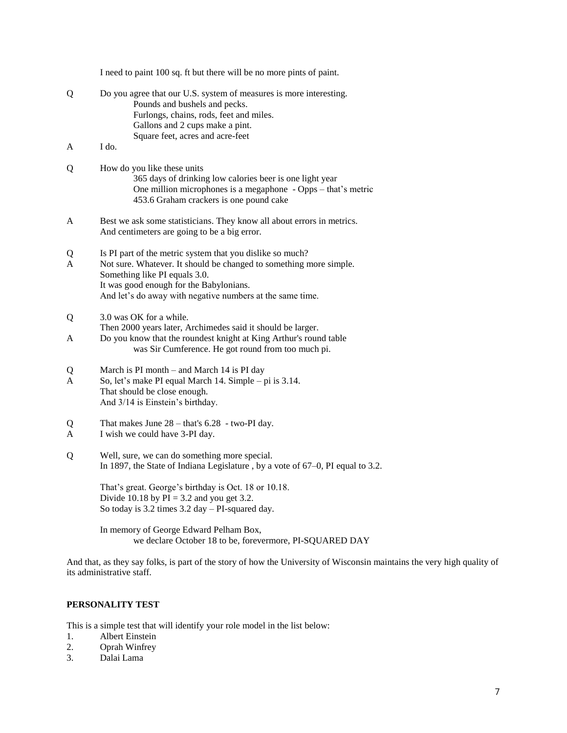I need to paint 100 sq. ft but there will be no more pints of paint.

Q Do you agree that our U.S. system of measures is more interesting.
   Pounds and bushels and pecks.
   Furlongs, chains, rods, feet and miles.
   Gallons and 2 cups make a pint.
   Square feet, acres and acre-feet

A I do.

Q How do you like these units
   365 days of drinking low calories beer is one light year
   One million microphones is a megaphone - Opps – that's metric
   453.6 Graham crackers is one pound cake

A Best we ask some statisticians. They know all about errors in metrics.
   And centimeters are going to be a big error.

Q Is PI part of the metric system that you dislike so much?

A Not sure. Whatever. It should be changed to something more simple.
   Something like PI equals 3.0.
   It was good enough for the Babylonians.
   And let's do away with negative numbers at the same time.

Q 3.0 was OK for a while.
   Then 2000 years later, Archimedes said it should be larger.

A Do you know that the roundest knight at King Arthur's round table
   was Sir Cumference. He got round from too much pi.

Q March is PI month – and March 14 is PI day

A So, let's make PI equal March 14. Simple – pi is 3.14.
   That should be close enough.
   And 3/14 is Einstein's birthday.

Q That makes June 28 – that's 6.28 - two-PI day.

A I wish we could have 3-PI day.

Q Well, sure, we can do something more special.
   In 1897, the State of Indiana Legislature , by a vote of 67–0, PI equal to 3.2.

   That's great. George's birthday is Oct. 18 or 10.18.
   Divide 10.18 by PI = 3.2 and you get 3.2.
   So today is 3.2 times 3.2 day – PI-squared day.

   In memory of George Edward Pelham Box,
   we declare October 18 to be, forevermore, PI-SQUARED DAY

And that, as they say folks, is part of the story of how the University of Wisconsin maintains the very high quality of its administrative staff.

**PERSONALITY TEST**

This is a simple test that will identify your role model in the list below:

1. Albert Einstein
2. Oprah Winfrey
3. Dalai Lama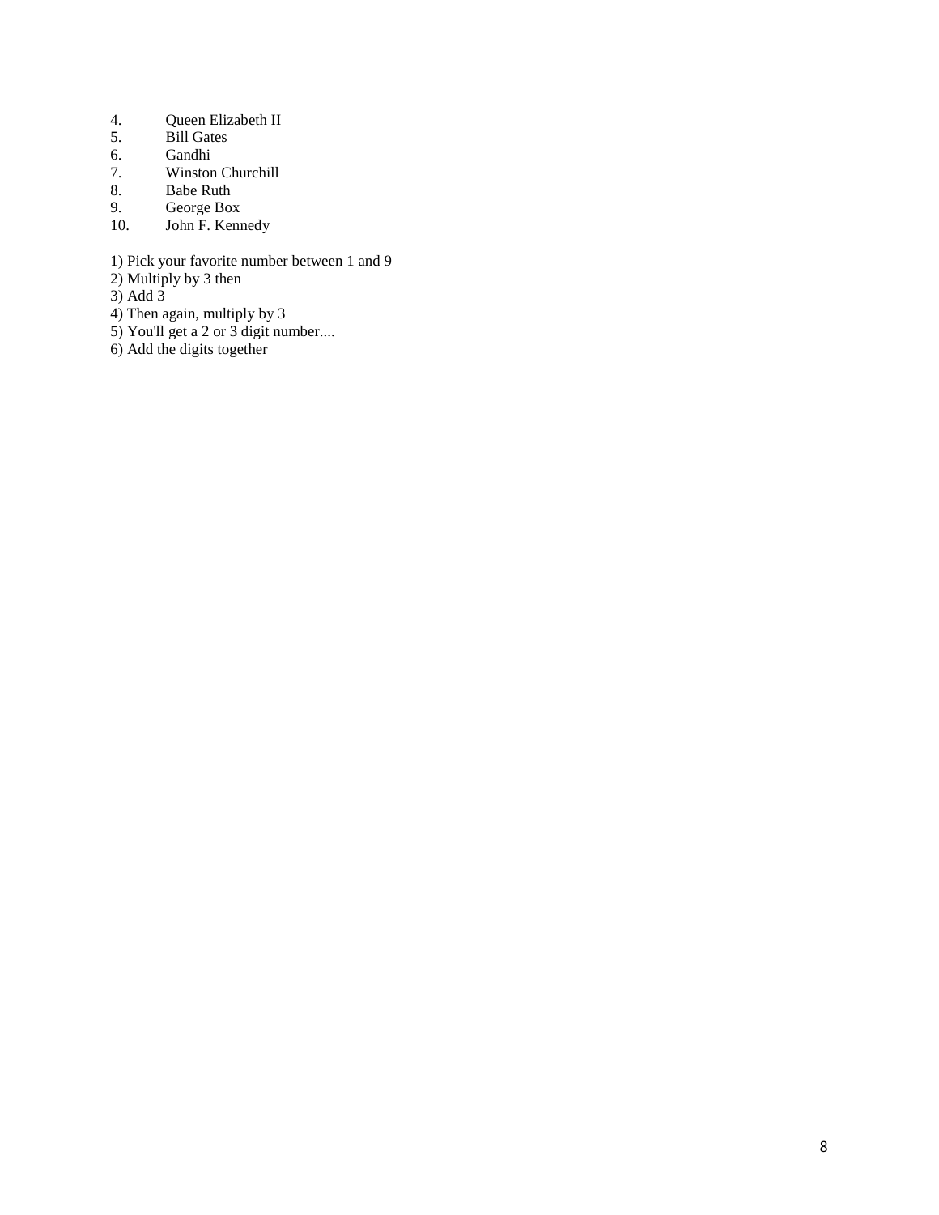4. Queen Elizabeth II
5. Bill Gates
6. Gandhi
7. Winston Churchill
8. Babe Ruth
9. George Box
10. John F. Kennedy

1) Pick your favorite number between 1 and 9
2) Multiply by 3 then
3) Add 3
4) Then again, multiply by 3
5) You'll get a 2 or 3 digit number....
6) Add the digits together